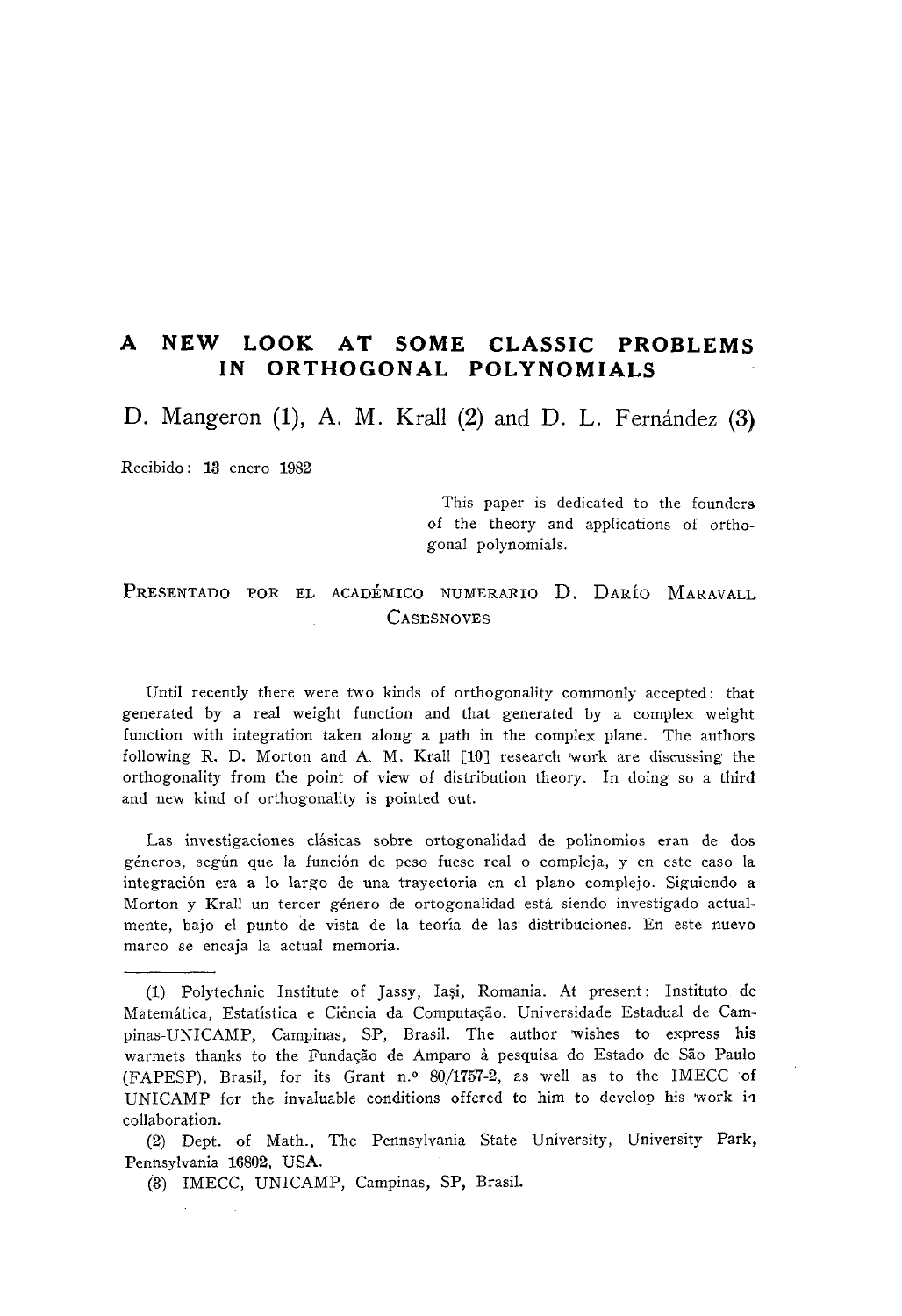# A NEW LOOK AT SOME CLASSIC PROBLEMS IN ORTHOGONAL POLYNOMIALS

D. Mangeron (1), A. M. Krall (2) and D. L. Fernández (3)

Recibido: 13 enero 1982

> This paper is dedicated to the founders of the theory and applications of orthogonal polynomials.

PRESENTADO POR EL ACADÉMICO NUMERARIO D. DARÍO MARAVALL CASESNOVES

Until recently there were two kinds of orthogonality commonly accepted: that generated by a real weight function and that generated by a complex weight function with integration taken along a path in the complex plane. The authors following R. D. Morton and A. M. Krall [10] research work are discussing the orthogonality from the point of view of distribution theory. In doing so a third and new kind of orthogonality is pointed out.

Las investigaciones clásicas sobre ortogonalidad de polinomios eran de dos géneros, según que la función de peso fuese real o compleja, y en este caso la integración era a lo largo de una trayectoria en el plano complejo. Siguiendo a Morton y Krall un tercer género de ortogonalidad está siendo investigado actualmente, bajo el punto de vista de la teoría de las distribuciones. En este nuevo marco se encaja la actual memoria.

---

(1) Polytechnic Institute of Jassy, Iaşi, Romania. At present: Instituto de Matemática, Estatística e Ciência da Computação. Universidade Estadual de Campinas-UNICAMP, Campinas, SP, Brasil. The author wishes to express his warmets thanks to the Fundação de Amparo à pesquisa do Estado de São Paulo (FAPESP), Brasil, for its Grant n.º 80/1757-2, as well as to the IMECC of UNICAMP for the invaluable conditions offered to him to develop his work in collaboration.

(2) Dept. of Math., The Pennsylvania State University, University Park, Pennsylvania 16802, USA.

(3) IMECC, UNICAMP, Campinas, SP, Brasil.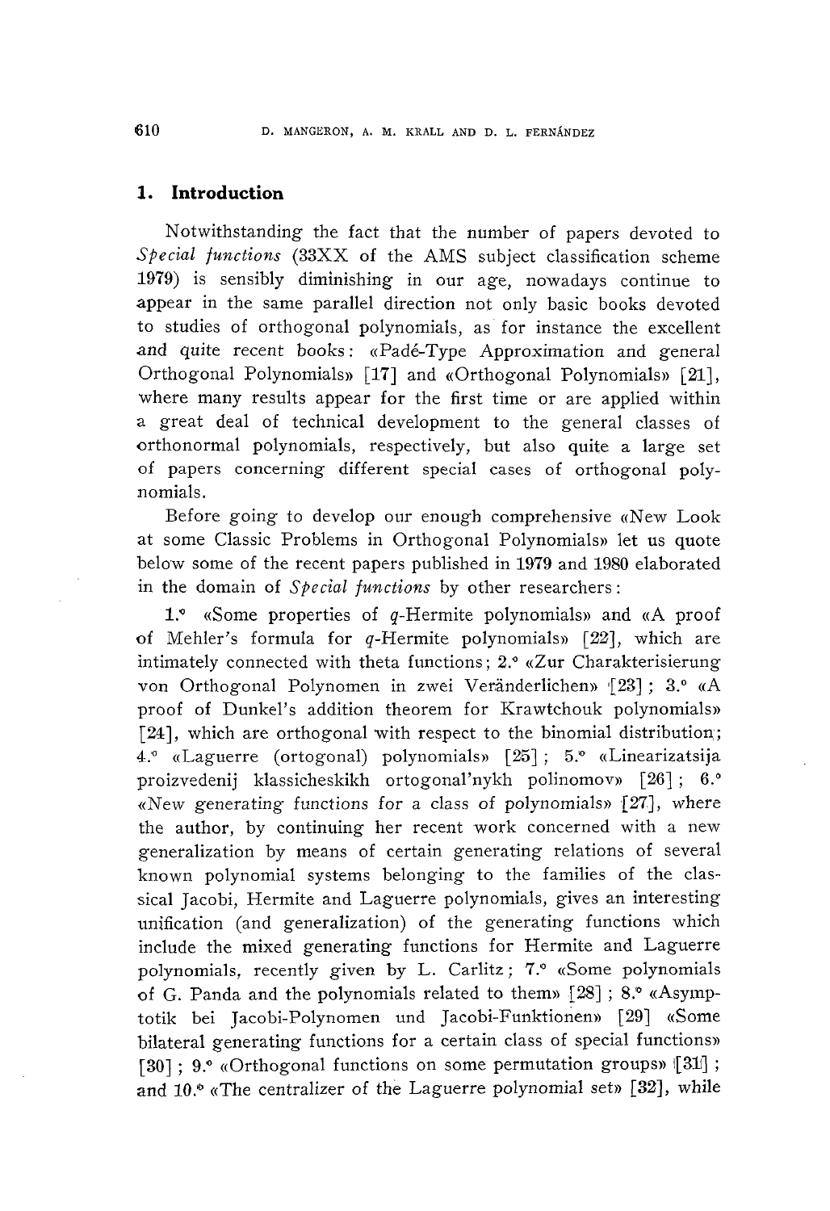## 1. Introduction

Notwithstanding the fact that the number of papers devoted to *Special functions* (33XX of the AMS subject classification scheme 1979) is sensibly diminishing in our age, nowadays continue to appear in the same parallel direction not only basic books devoted to studies of orthogonal polynomials, as for instance the excellent and quite recent books: «Padé-Type Approximation and general Orthogonal Polynomials» [17] and «Orthogonal Polynomials» [21], where many results appear for the first time or are applied within a great deal of technical development to the general classes of orthonormal polynomials, respectively, but also quite a large set of papers concerning different special cases of orthogonal polynomials.

Before going to develop our enough comprehensive «New Look at some Classic Problems in Orthogonal Polynomials» let us quote below some of the recent papers published in 1979 and 1980 elaborated in the domain of *Special functions* by other researchers:

1.° «Some properties of $q$-Hermite polynomials» and «A proof of Mehler's formula for $q$-Hermite polynomials» [22], which are intimately connected with theta functions; 2.° «Zur Charakterisierung von Orthogonal Polynomen in zwei Veränderlichen» [23]; 3.° «A proof of Dunkel's addition theorem for Krawtchouk polynomials» [24], which are orthogonal with respect to the binomial distribution; 4.° «Laguerre (ortogonal) polynomials» [25]; 5.° «Linearizatsija proizvedenij klassicheskikh ortogonal'nykh polinomov» [26]; 6.° «New generating functions for a class of polynomials» [27], where the author, by continuing her recent work concerned with a new generalization by means of certain generating relations of several known polynomial systems belonging to the families of the classical Jacobi, Hermite and Laguerre polynomials, gives an interesting unification (and generalization) of the generating functions which include the mixed generating functions for Hermite and Laguerre polynomials, recently given by L. Carlitz; 7.° «Some polynomials of G. Panda and the polynomials related to them» [28]; 8.° «Asymptotik bei Jacobi-Polynomen und Jacobi-Funktionen» [29] «Some bilateral generating functions for a certain class of special functions» [30]; 9.° «Orthogonal functions on some permutation groups» [31]; and 10.° «The centralizer of the Laguerre polynomial set» [32], while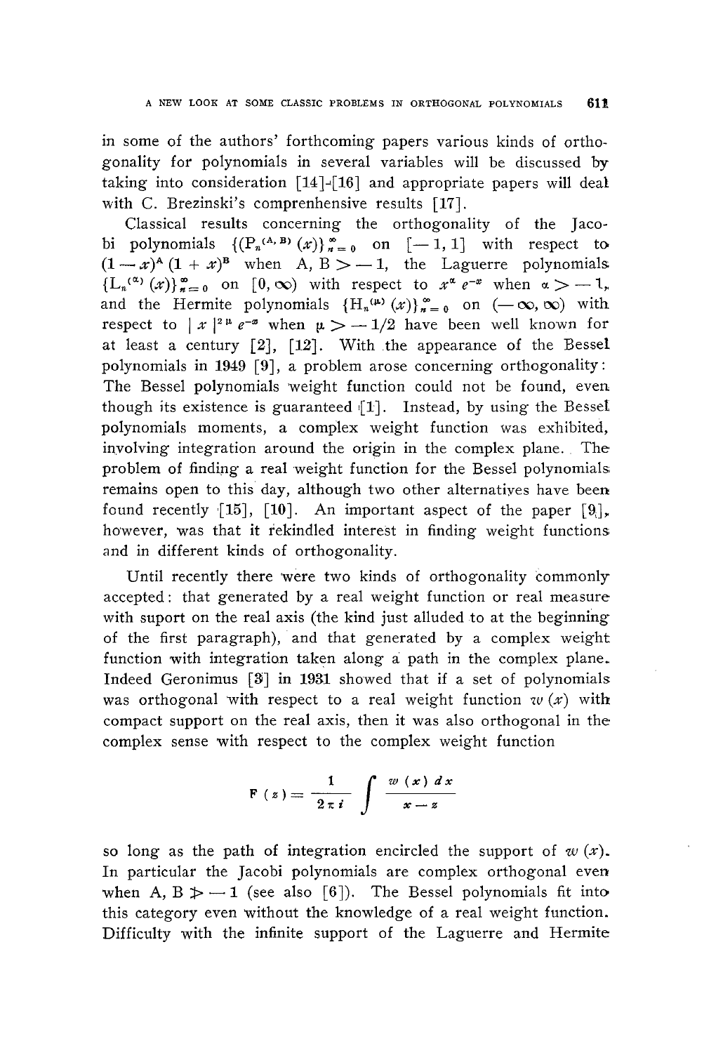in some of the authors' forthcoming papers various kinds of orthogonality for polynomials in several variables will be discussed by taking into consideration [14]-[16] and appropriate papers will deal with C. Brezinski's comprenhensive results [17].

Classical results concerning the orthogonality of the Jacobi polynomials $\{(P_n^{(A,B)}(x)\}_{n=0}^{\infty}$ on $[-1,1]$ with respect to $(1-x)^A(1+x)^B$ when $A, B > -1$, the Laguerre polynomials $\{L_n^{(\alpha)}(x)\}_{n=0}^{\infty}$ on $[0,\infty)$ with respect to $x^{\alpha}e^{-x}$ when $\alpha > -1$, and the Hermite polynomials $\{H_n^{(\mu)}(x)\}_{n=0}^{\infty}$ on $(-\infty,\infty)$ with respect to $|x|^{2\mu}e^{-x}$ when $\mu > -1/2$ have been well known for at least a century [2], [12]. With the appearance of the Bessel polynomials in 1949 [9], a problem arose concerning orthogonality: The Bessel polynomials weight function could not be found, even though its existence is guaranteed [1]. Instead, by using the Bessel polynomials moments, a complex weight function was exhibited, involving integration around the origin in the complex plane. The problem of finding a real weight function for the Bessel polynomials remains open to this day, although two other alternatives have been found recently [15], [10]. An important aspect of the paper [9], however, was that it rekindled interest in finding weight functions and in different kinds of orthogonality.

Until recently there were two kinds of orthogonality commonly accepted: that generated by a real weight function or real measure with suport on the real axis (the kind just alluded to at the beginning of the first paragraph), and that generated by a complex weight function with integration taken along a path in the complex plane. Indeed Geronimus [3] in 1931 showed that if a set of polynomials was orthogonal with respect to a real weight function $w(x)$ with compact support on the real axis, then it was also orthogonal in the complex sense with respect to the complex weight function

$$F(z) = \frac{1}{2\pi i}\int \frac{w(x)\,dx}{x-z}$$

so long as the path of integration encircled the support of $w(x)$. In particular the Jacobi polynomials are complex orthogonal even when $A, B \not> -1$ (see also [6]). The Bessel polynomials fit into this category even without the knowledge of a real weight function. Difficulty with the infinite support of the Laguerre and Hermite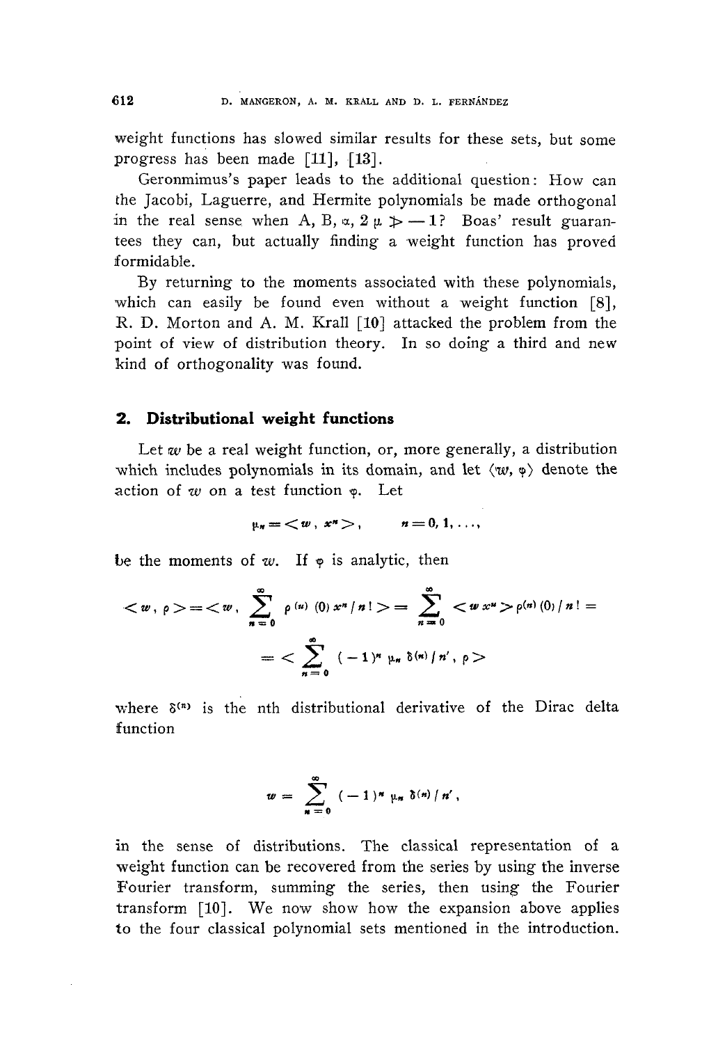weight functions has slowed similar results for these sets, but some progress has been made [11], [13].

Geronmimus's paper leads to the additional question: How can the Jacobi, Laguerre, and Hermite polynomials be made orthogonal in the real sense when A, B, $\alpha$, $2\mu \not> -1$? Boas' result guarantees they can, but actually finding a weight function has proved formidable.

By returning to the moments associated with these polynomials, which can easily be found even without a weight function [8], R. D. Morton and A. M. Krall [10] attacked the problem from the point of view of distribution theory. In so doing a third and new kind of orthogonality was found.

## 2. Distributional weight functions

Let $w$ be a real weight function, or, more generally, a distribution which includes polynomials in its domain, and let $\langle w, \varphi \rangle$ denote the action of $w$ on a test function $\varphi$. Let

$$\mu_n = < w \,, \, x^n > , \qquad n = 0, 1, \ldots ,$$

be the moments of $w$. If $\varphi$ is analytic, then

$$< w \,, \, \rho > = < w \,, \sum_{n=0}^{\infty} \rho^{(u)}(0) \, x^n / n! > = \sum_{n=0}^{\infty} < w \, x^n > \rho^{(n)}(0) / n! =$$

$$= < \sum_{n=0}^{\infty} (-1)^n \mu_n \, \delta^{(n)} / n' \,, \, \rho >$$

where $\delta^{(n)}$ is the nth distributional derivative of the Dirac delta function

$$w = \sum_{n=0}^{\infty} (-1)^n \mu_n \, \delta^{(n)} / n' ,$$

in the sense of distributions. The classical representation of a weight function can be recovered from the series by using the inverse Fourier transform, summing the series, then using the Fourier transform [10]. We now show how the expansion above applies to the four classical polynomial sets mentioned in the introduction.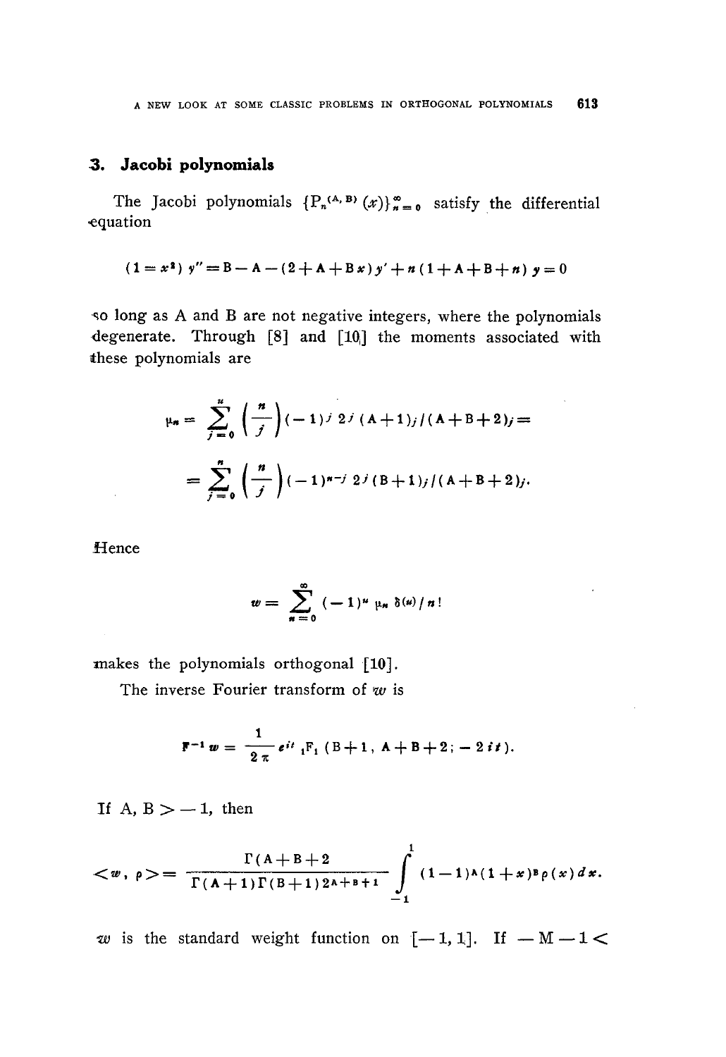## 3. Jacobi polynomials

The Jacobi polynomials $\{P_n^{(A,B)}(x)\}_{n=0}^{\infty}$ satisfy the differential equation

$$(1 = x^2)\, y'' = B - A - (2 + A + Bx)\, y' + n\,(1 + A + B + n)\, y = 0$$

so long as A and B are not negative integers, where the polynomials degenerate. Through [8] and [10] the moments associated with these polynomials are

$$\mu_n = \sum_{j=0}^{n} \binom{n}{j} (-1)^j\, 2^j\, (A+1)_j / (A+B+2)_j =$$

$$= \sum_{j=0}^{n} \binom{n}{j} (-1)^{n-j}\, 2^j\, (B+1)_j / (A+B+2)_j.$$

Hence

$$w = \sum_{n=0}^{\infty} (-1)^n\, \mu_n\, \delta^{(n)} / n!$$

makes the polynomials orthogonal [10].

The inverse Fourier transform of $w$ is

$$F^{-1} w = \frac{1}{2\pi} e^{it}\, {}_1F_1\,(B+1,\ A+B+2;\ -2it).$$

If $A, B > -1$, then

$$\langle w, \rho \rangle = \frac{\Gamma(A+B+2}{\Gamma(A+1)\Gamma(B+1)\, 2^{A+B+1}} \int_{-1}^{1} (1-1)^A (1+x)^B \rho(x)\, dx.$$

$w$ is the standard weight function on $[-1, 1]$. If $-M-1 <$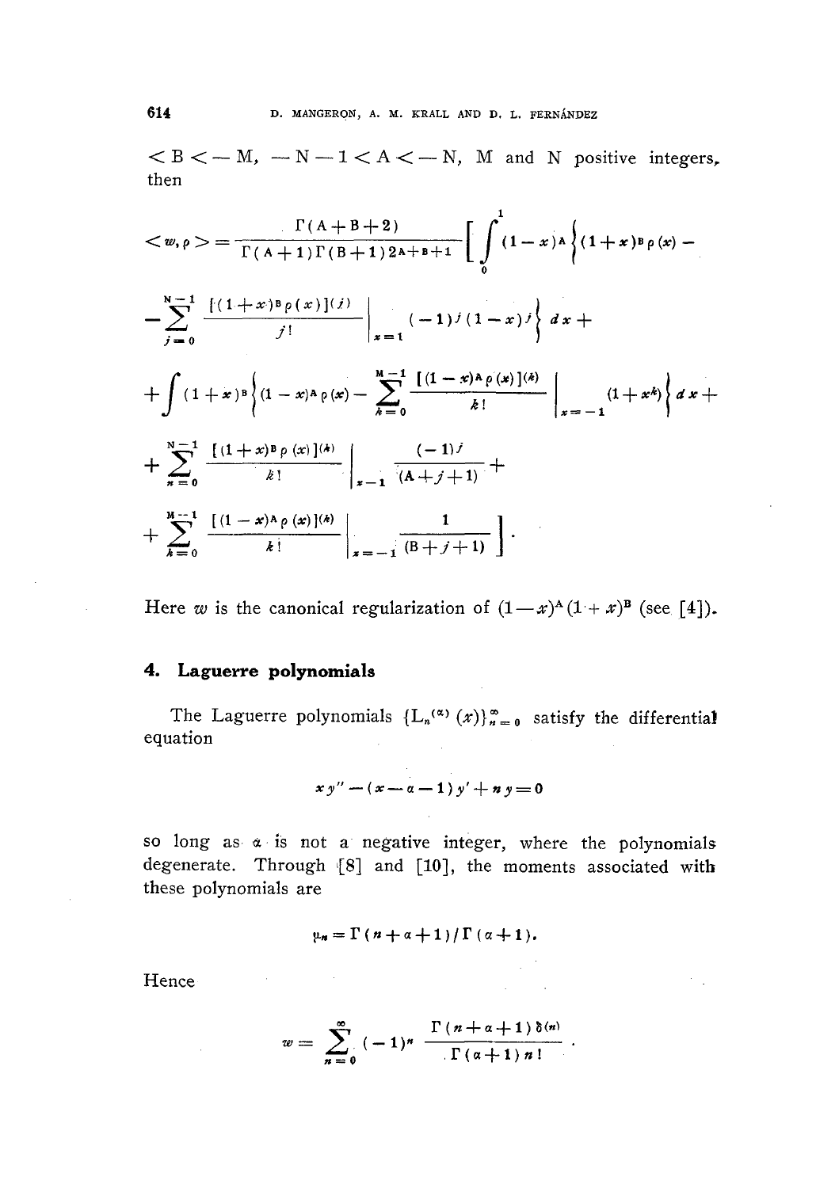$< B < - M$, $-N - 1 < A < -N$, M and N positive integers, then

$$< w, \rho > = \frac{\Gamma(A+B+2)}{\Gamma(A+1)\Gamma(B+1)2^{A+B+1}} \left[ \int_0^1 (1-x)^A \left\{ (1+x)^B \rho(x) - \right.\right.$$

$$\left. - \sum_{j=0}^{N-1} \frac{[(1+x)^B \rho(x)]^{(j)}}{j!} \bigg|_{x=1} (-1)^j (1-x)^j \right\} dx +$$

$$+ \int (1+x)^B \left\{ (1-x)^A \rho(x) - \sum_{k=0}^{M-1} \frac{[(1-x)^A \rho(x)]^{(k)}}{k!} \bigg|_{x=-1} (1+x^k) \right\} dx +$$

$$+ \sum_{n=0}^{N-1} \frac{[(1+x)^B \rho(x)]^{(k)}}{k!} \bigg|_{x-1} \frac{(-1)^j}{(A+j+1)} +$$

$$\left. + \sum_{k=0}^{M-1} \frac{[(1-x)^A \rho(x)]^{(k)}}{k!} \bigg|_{x=-1} \frac{1}{(B+j+1)} \right].$$

Here $w$ is the canonical regularization of $(1-x)^A(1+x)^B$ (see [4]).

## 4. Laguerre polynomials

The Laguerre polynomials $\{L_n^{(\alpha)}(x)\}_{n=0}^{\infty}$ satisfy the differential equation

$$xy'' - (x - \alpha - 1)y' + ny = 0$$

so long as $\alpha$ is not a negative integer, where the polynomials degenerate. Through [8] and [10], the moments associated with these polynomials are

$$\mu_n = \Gamma(n+\alpha+1)/\Gamma(\alpha+1).$$

Hence

$$w = \sum_{n=0}^{\infty} (-1)^n \frac{\Gamma(n+\alpha+1)\,\delta^{(n)}}{\Gamma(\alpha+1)\,n!}.$$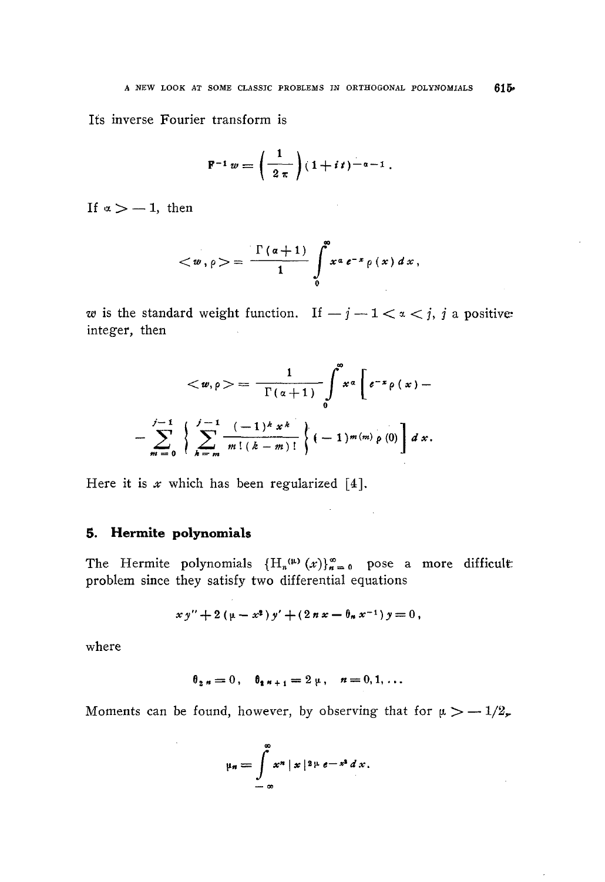Its inverse Fourier transform is

$$F^{-1} w = \left(\frac{1}{2\pi}\right)(1+it)^{-\alpha-1}.$$

If $\alpha > -1$, then

$$<w, \rho> = \frac{\Gamma(\alpha+1)}{1} \int_0^\infty x^\alpha e^{-x} \rho(x)\, dx,$$

$w$ is the standard weight function. If $-j-1 < \alpha < j$, $j$ a positive integer, then

$$<w, \rho> = \frac{1}{\Gamma(\alpha+1)} \int_0^\infty x^\alpha \left[ e^{-x} \rho(x) - \sum_{m=0}^{j-1} \left\{ \sum_{k=m}^{j-1} \frac{(-1)^k x^k}{m!\,(k-m)!} \right\} (-1)^m \rho^{(m)}(0) \right] dx.$$

Here it is $x$ which has been regularized [4].

## 5. Hermite polynomials

The Hermite polynomials $\{H_n^{(\mu)}(x)\}_{n=0}^\infty$ pose a more difficult problem since they satisfy two differential equations

$$xy'' + 2(\mu - x^2) y' + (2nx - \theta_n x^{-1}) y = 0,$$

where

$$\theta_{2n} = 0, \quad \theta_{2n+1} = 2\mu, \quad n = 0, 1, \ldots$$

Moments can be found, however, by observing that for $\mu > -1/2$,

$$\mu_n = \int_{-\infty}^\infty x^n |x|^{2\mu} e^{-x^2} dx.$$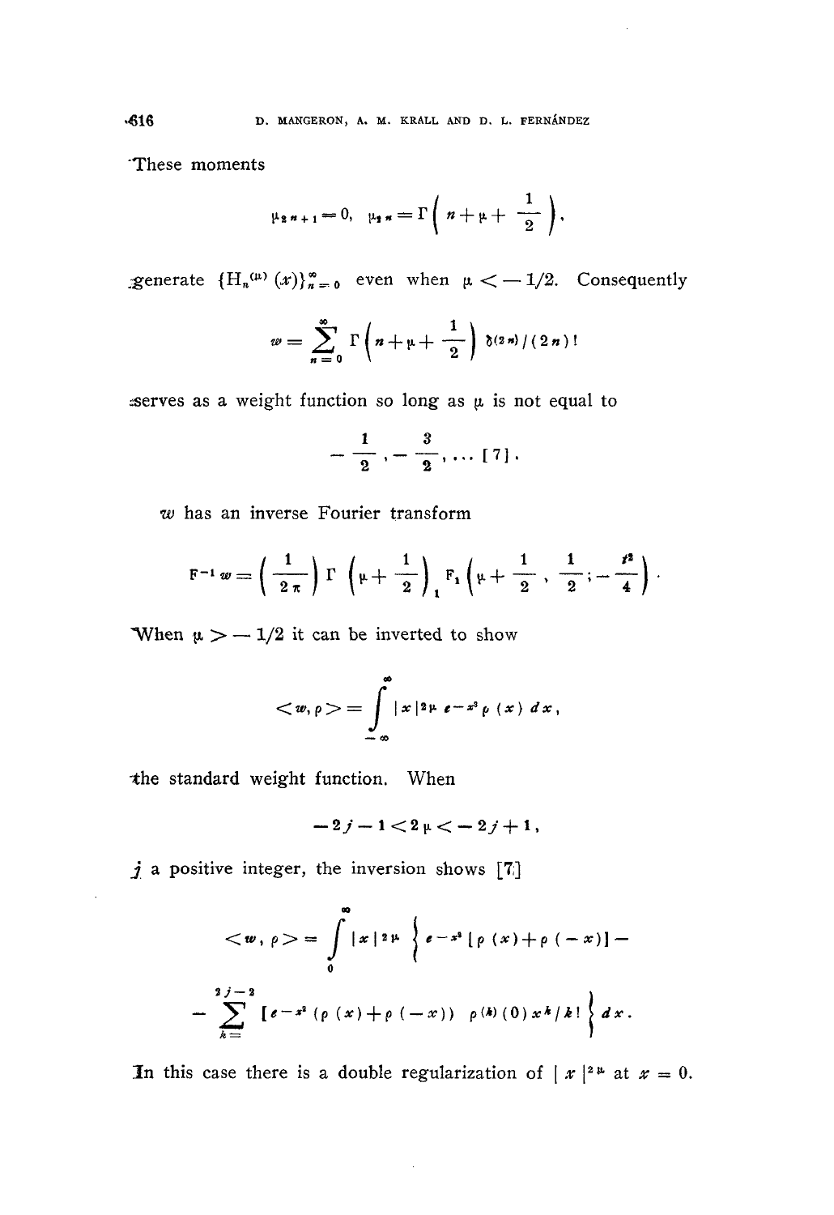These moments

$$\mu_{2n+1} = 0, \quad \mu_{2n} = \Gamma\left(n + \mu + \frac{1}{2}\right),$$

generate $\{H_n^{(\mu)}(x)\}_{n=0}^{\infty}$ even when $\mu < -1/2$. Consequently

$$w = \sum_{n=0}^{\infty} \Gamma\left(n + \mu + \frac{1}{2}\right) \delta^{(2n)}/(2n)!$$

serves as a weight function so long as $\mu$ is not equal to

$$-\frac{1}{2}, -\frac{3}{2}, \ldots [7].$$

$w$ has an inverse Fourier transform

$$F^{-1} w = \left(\frac{1}{2\pi}\right) \Gamma\left(\mu + \frac{1}{2}\right) {}_1F_1\left(\mu + \frac{1}{2}, \frac{1}{2}; -\frac{t^2}{4}\right).$$

When $\mu > -1/2$ it can be inverted to show

$$< w, p > = \int_{-\infty}^{\infty} |x|^{2\mu} e^{-x^2} p(x)\, dx,$$

the standard weight function. When

$$-2j - 1 < 2\mu < -2j + 1,$$

$j$ a positive integer, the inversion shows [7]

$$< w, p > = \int_{0}^{\infty} |x|^{2\mu} \left\{ e^{-x^2} [p(x) + p(-x)] - \sum_{k=}^{2j-2} [e^{-x^2} (p(x) + p(-x)) \quad p^{(k)}(0)\, x^k / k! \right\} dx.$$

In this case there is a double regularization of $|x|^{2\mu}$ at $x = 0$.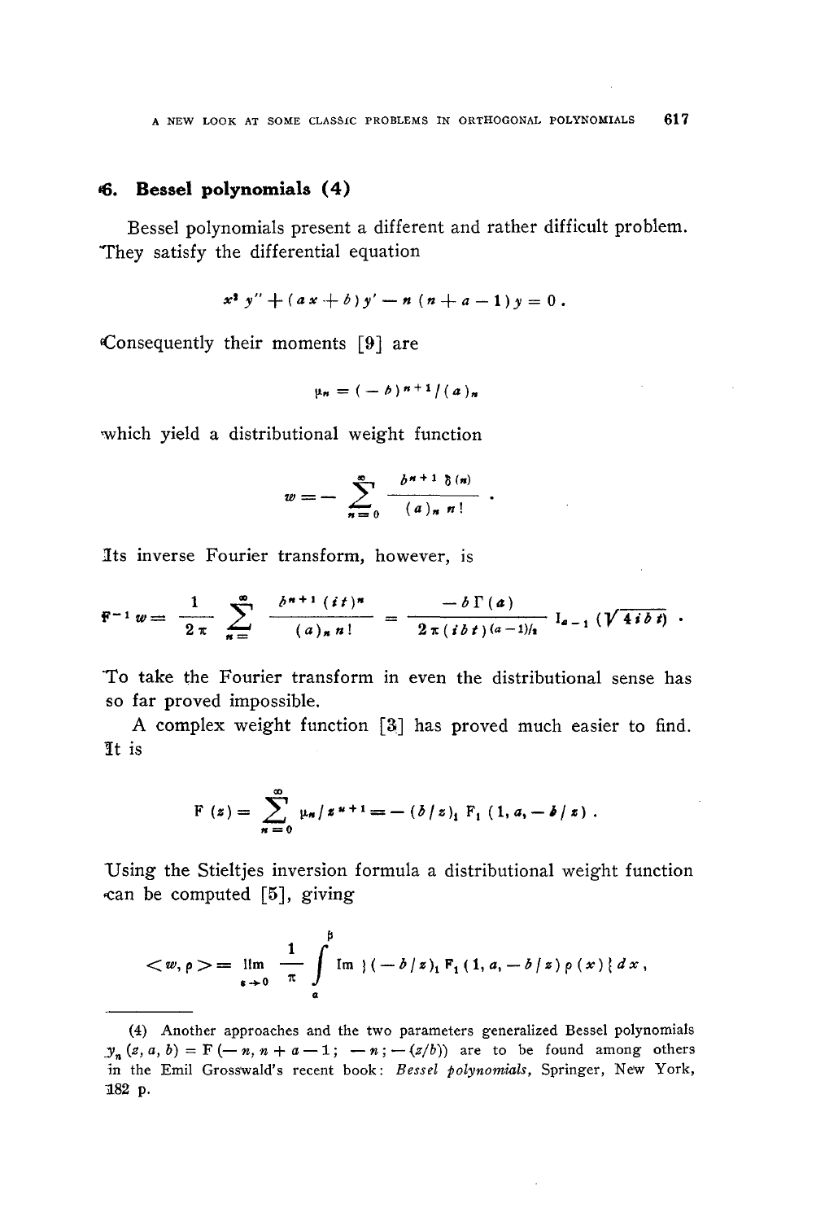## 6. Bessel polynomials (4)

Bessel polynomials present a different and rather difficult problem. They satisfy the differential equation

$$x^2 y'' + (ax + b) y' - n(n + a - 1) y = 0 .$$

Consequently their moments [9] are

$$\mu_n = (-b)^{n+1} / (a)_n$$

which yield a distributional weight function

$$w = - \sum_{n=0}^{\infty} \frac{b^{n+1} \delta^{(n)}}{(a)_n \, n!} .$$

Its inverse Fourier transform, however, is

$$F^{-1} w = \frac{1}{2\pi} \sum_{n=}^{\infty} \frac{b^{n+1} (it)^n}{(a)_n \, n!} = \frac{-b \Gamma(a)}{2\pi (ibt)^{(a-1)/2}} I_{a-1} (\sqrt{4ibt}) .$$

To take the Fourier transform in even the distributional sense has so far proved impossible.

A complex weight function [3] has proved much easier to find. It is

$$F(z) = \sum_{n=0}^{\infty} \mu_n / z^{n+1} = -(b/z)_1 F_1 (1, a, -b/z) .$$

Using the Stieltjes inversion formula a distributional weight function can be computed [5], giving

$$< w, p > = \lim_{\varepsilon \to 0} \frac{1}{\pi} \int_a^{\beta} \operatorname{Im} \{ (-b/z)_1 F_1 (1, a, -b/z) \, p(x) \} \, dx ,$$

(4) Another approaches and the two parameters generalized Bessel polynomials $y_n(z, a, b) = F(-n, n + a - 1; -n; -(z/b))$ are to be found among others in the Emil Grosswald's recent book: *Bessel polynomials*, Springer, New York, 182 p.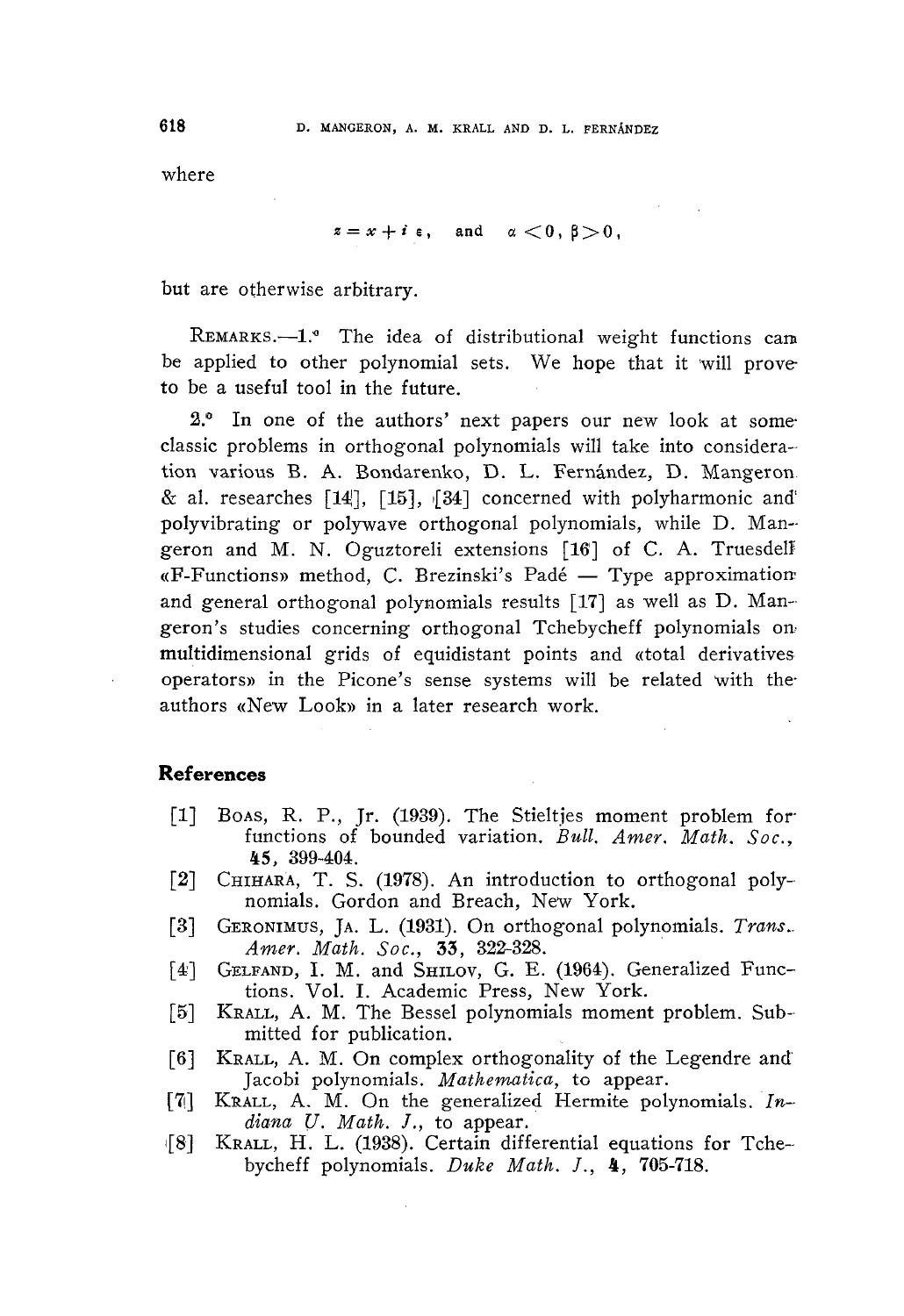where

$$z = x + i\,\varepsilon, \quad \text{and} \quad \alpha < 0, \, \beta > 0,$$

but are otherwise arbitrary.

REMARKS.—1.° The idea of distributional weight functions can be applied to other polynomial sets. We hope that it will prove to be a useful tool in the future.

2.° In one of the authors' next papers our new look at some classic problems in orthogonal polynomials will take into consideration various B. A. Bondarenko, D. L. Fernández, D. Mangeron & al. researches [14], [15], [34] concerned with polyharmonic and polyvibrating or polywave orthogonal polynomials, while D. Mangeron and M. N. Oguztoreli extensions [16] of C. A. Truesdell «F-Functions» method, C. Brezinski's Padé — Type approximation and general orthogonal polynomials results [17] as well as D. Mangeron's studies concerning orthogonal Tchebycheff polynomials on multidimensional grids of equidistant points and «total derivatives operators» in the Picone's sense systems will be related with the authors «New Look» in a later research work.

## References

[1] BOAS, R. P., Jr. (1939). The Stieltjes moment problem for functions of bounded variation. *Bull. Amer. Math. Soc.*, **45**, 399-404.

[2] CHIHARA, T. S. (1978). An introduction to orthogonal polynomials. Gordon and Breach, New York.

[3] GERONIMUS, JA. L. (1931). On orthogonal polynomials. *Trans. Amer. Math. Soc.*, **33**, 322-328.

[4] GELFAND, I. M. and SHILOV, G. E. (1964). Generalized Functions. Vol. I. Academic Press, New York.

[5] KRALL, A. M. The Bessel polynomials moment problem. Submitted for publication.

[6] KRALL, A. M. On complex orthogonality of the Legendre and Jacobi polynomials. *Mathematica*, to appear.

[7] KRALL, A. M. On the generalized Hermite polynomials. *Indiana U. Math. J.*, to appear.

[8] KRALL, H. L. (1938). Certain differential equations for Tchebycheff polynomials. *Duke Math. J.*, **4**, 705-718.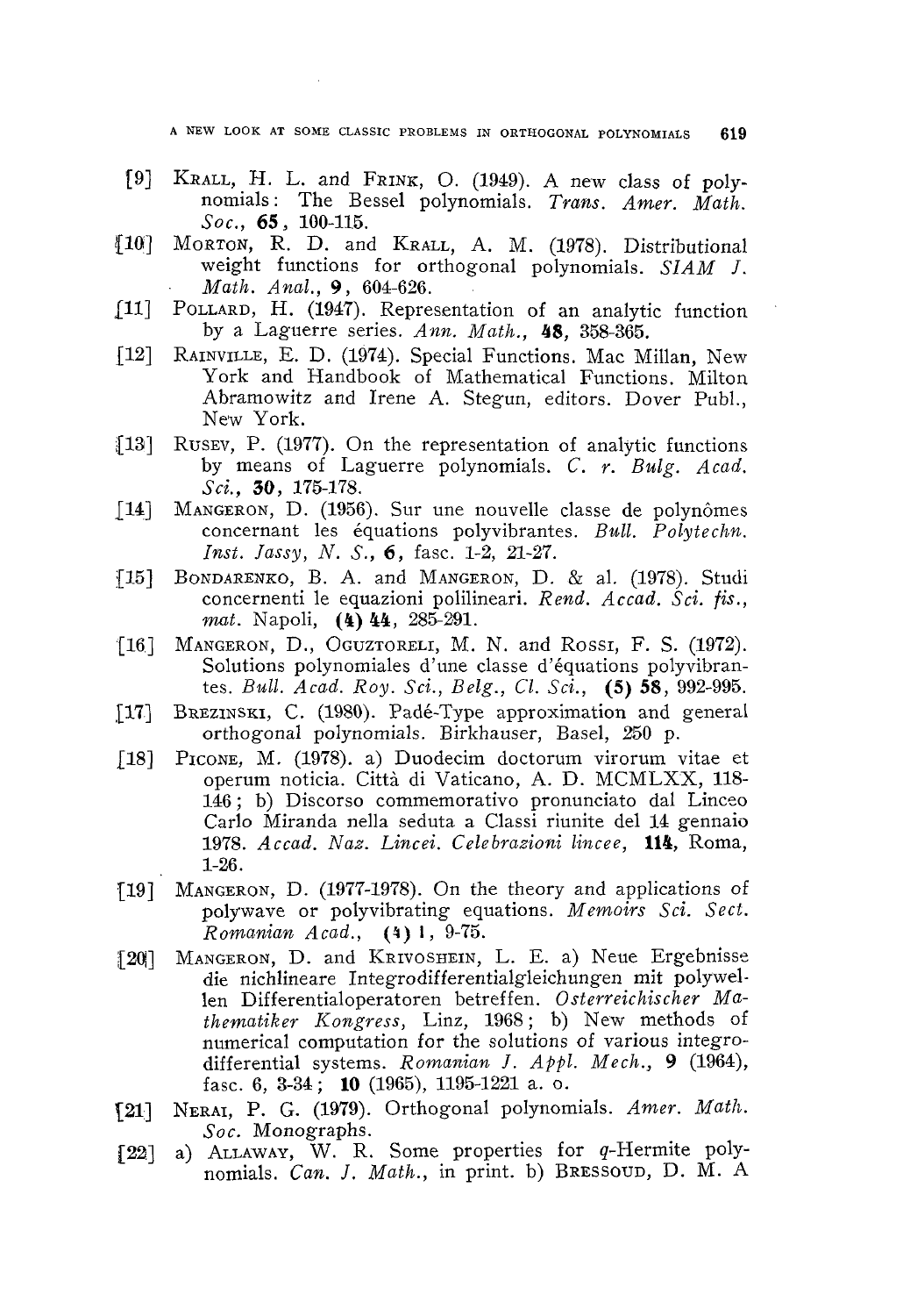[9] KRALL, H. L. and FRINK, O. (1949). A new class of polynomials: The Bessel polynomials. *Trans. Amer. Math. Soc.*, **65**, 100-115.

[10] MORTON, R. D. and KRALL, A. M. (1978). Distributional weight functions for orthogonal polynomials. *SIAM J. Math. Anal.*, **9**, 604-626.

[11] POLLARD, H. (1947). Representation of an analytic function by a Laguerre series. *Ann. Math.*, **48**, 358-365.

[12] RAINVILLE, E. D. (1974). Special Functions. Mac Millan, New York and Handbook of Mathematical Functions. Milton Abramowitz and Irene A. Stegun, editors. Dover Publ., New York.

[13] RUSEV, P. (1977). On the representation of analytic functions by means of Laguerre polynomials. *C. r. Bulg. Acad. Sci.*, **30**, 175-178.

[14] MANGERON, D. (1956). Sur une nouvelle classe de polynômes concernant les équations polyvibrantes. *Bull. Polytechn. Inst. Jassy, N. S.*, **6**, fasc. 1-2, 21-27.

[15] BONDARENKO, B. A. and MANGERON, D. & al. (1978). Studi concernenti le equazioni polilineari. *Rend. Accad. Sci. fis., mat.* Napoli, **(4) 44**, 285-291.

[16] MANGERON, D., OGUZTORELI, M. N. and ROSSI, F. S. (1972). Solutions polynomiales d'une classe d'équations polyvibrantes. *Bull. Acad. Roy. Sci., Belg., Cl. Sci.*, **(5) 58**, 992-995.

[17] BREZINSKI, C. (1980). Padé-Type approximation and general orthogonal polynomials. Birkhauser, Basel, 250 p.

[18] PICONE, M. (1978). a) Duodecim doctorum virorum vitae et operum noticia. Città di Vaticano, A. D. MCMLXX, 118-146; b) Discorso commemorativo pronunciato dal Linceo Carlo Miranda nella seduta a Classi riunite del 14 gennaio 1978. *Accad. Naz. Lincei. Celebrazioni lincee*, **114**, Roma, 1-26.

[19] MANGERON, D. (1977-1978). On the theory and applications of polywave or polyvibrating equations. *Memoirs Sci. Sect. Romanian Acad.*, **(4) 1**, 9-75.

[20] MANGERON, D. and KRIVOSHEIN, L. E. a) Neue Ergebnisse die nichlineare Integrodifferentialgleichungen mit polywellen Differentialoperatoren betreffen. *Osterreichischer Mathematiker Kongress*, Linz, 1968; b) New methods of numerical computation for the solutions of various integro-differential systems. *Romanian J. Appl. Mech.*, **9** (1964), fasc. 6, 3-34; **10** (1965), 1195-1221 a. o.

[21] NERAI, P. G. (1979). Orthogonal polynomials. *Amer. Math. Soc.* Monographs.

[22] a) ALLAWAY, W. R. Some properties for $q$-Hermite polynomials. *Can. J. Math.*, in print. b) BRESSOUD, D. M. A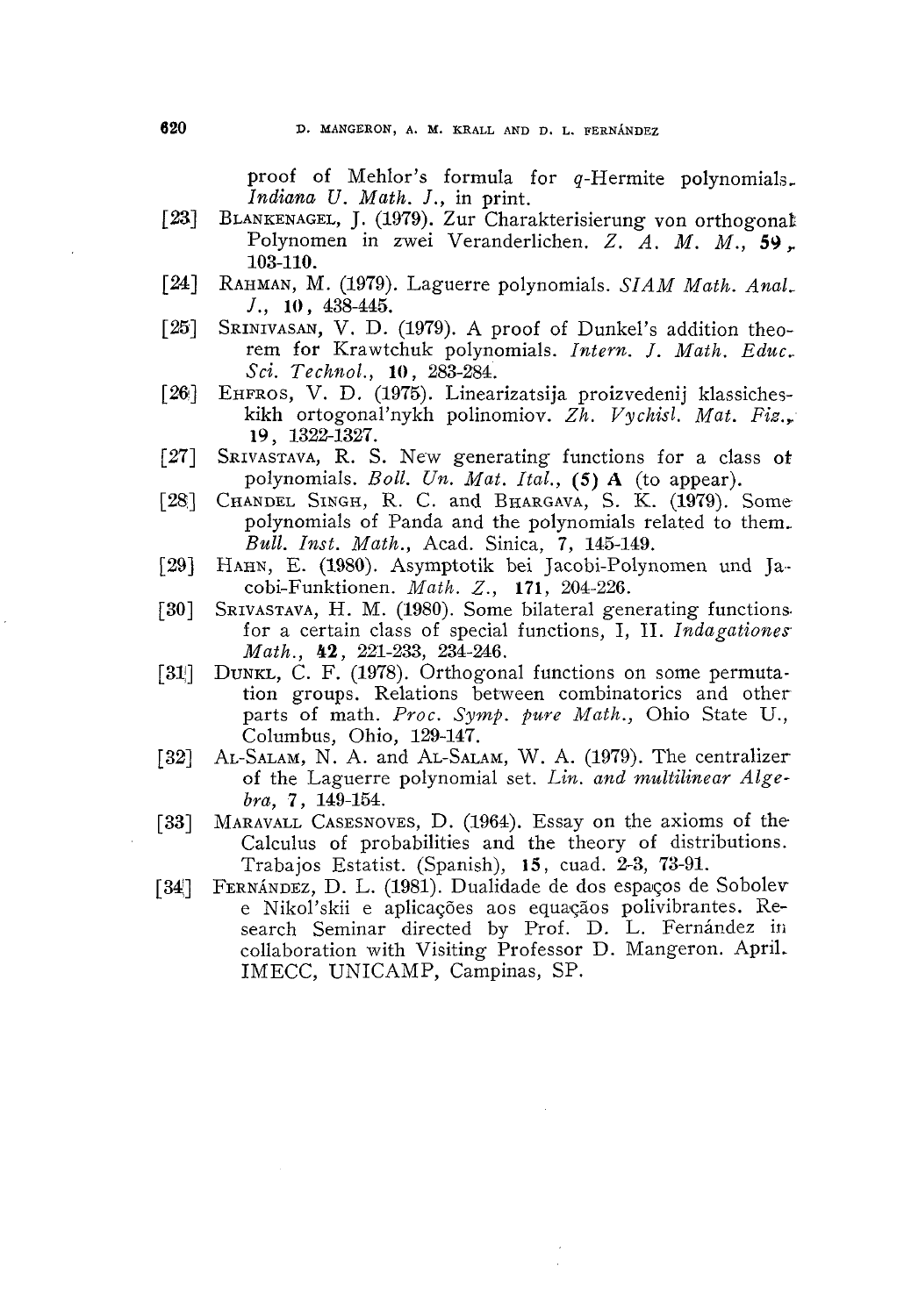proof of Mehlor's formula for $q$-Hermite polynomials. *Indiana U. Math. J.*, in print.

[23] Blankenagel, J. (1979). Zur Charakterisierung von orthogonal Polynomen in zwei Veranderlichen. *Z. A. M. M.*, **59**, 103-110.

[24] Rahman, M. (1979). Laguerre polynomials. *SIAM Math. Anal. J.*, **10**, 438-445.

[25] Srinivasan, V. D. (1979). A proof of Dunkel's addition theorem for Krawtchuk polynomials. *Intern. J. Math. Educ. Sci. Technol.*, **10**, 283-284.

[26] Ehfros, V. D. (1975). Linearizatsija proizvedenij klassicheskikh ortogonal'nykh polinomiov. *Zh. Vychisl. Mat. Fiz.*, **19**, 1322-1327.

[27] Srivastava, R. S. New generating functions for a class of polynomials. *Boll. Un. Mat. Ital.*, **(5) A** (to appear).

[28] Chandel Singh, R. C. and Bhargava, S. K. (1979). Some polynomials of Panda and the polynomials related to them. *Bull. Inst. Math.*, Acad. Sinica, **7**, 145-149.

[29] Hahn, E. (1980). Asymptotik bei Jacobi-Polynomen und Jacobi-Funktionen. *Math. Z.*, **171**, 204-226.

[30] Srivastava, H. M. (1980). Some bilateral generating functions for a certain class of special functions, I, II. *Indagationes Math.*, **42**, 221-233, 234-246.

[31] Dunkl, C. F. (1978). Orthogonal functions on some permutation groups. Relations between combinatorics and other parts of math. *Proc. Symp. pure Math.*, Ohio State U., Columbus, Ohio, 129-147.

[32] Al-Salam, N. A. and Al-Salam, W. A. (1979). The centralizer of the Laguerre polynomial set. *Lin. and multilinear Algebra*, **7**, 149-154.

[33] Maravall Casesnoves, D. (1964). Essay on the axioms of the Calculus of probabilities and the theory of distributions. Trabajos Estatist. (Spanish), **15**, cuad. 2-3, 73-91.

[34] Fernández, D. L. (1981). Dualidade de dos espaços de Sobolev e Nikol'skii e aplicações aos equaçãos polivibrantes. Research Seminar directed by Prof. D. L. Fernández in collaboration with Visiting Professor D. Mangeron. April. IMECC, UNICAMP, Campinas, SP.